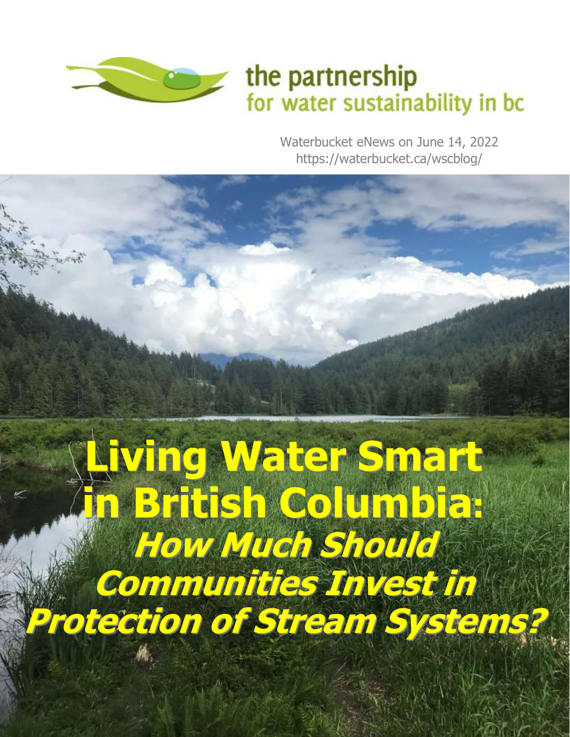the partnership
for water sustainability in bc

Waterbucket eNews on June 14, 2022
https://waterbucket.ca/wscblog/

# Living Water Smart in British Columbia:

## *How Much Should Communities Invest in Protection of Stream Systems?*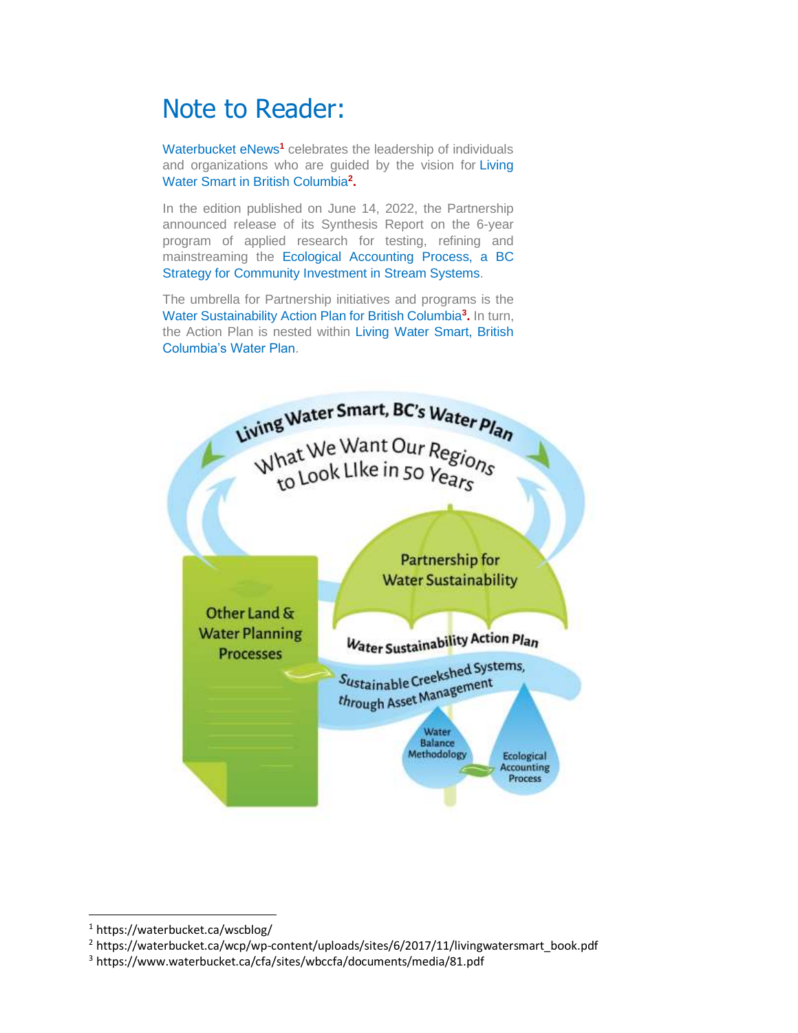# Note to Reader:

Waterbucket eNews[1] celebrates the leadership of individuals and organizations who are guided by the vision for Living Water Smart in British Columbia[2].

In the edition published on June 14, 2022, the Partnership announced release of its Synthesis Report on the 6-year program of applied research for testing, refining and mainstreaming the Ecological Accounting Process, a BC Strategy for Community Investment in Stream Systems.

The umbrella for Partnership initiatives and programs is the Water Sustainability Action Plan for British Columbia[3]. In turn, the Action Plan is nested within Living Water Smart, British Columbia's Water Plan.

Living Water Smart, BC's Water Plan

What We Want Our Regions to Look Like in 50 Years

Other Land & Water Planning Processes

Partnership for Water Sustainability

Water Sustainability Action Plan

Sustainable Creekshed Systems, through Asset Management

Water Balance Methodology

Ecological Accounting Process

---

[1] https://waterbucket.ca/wscblog/

[2] https://waterbucket.ca/wcp/wp-content/uploads/sites/6/2017/11/livingwatersmart_book.pdf

[3] https://www.waterbucket.ca/cfa/sites/wbccfa/documents/media/81.pdf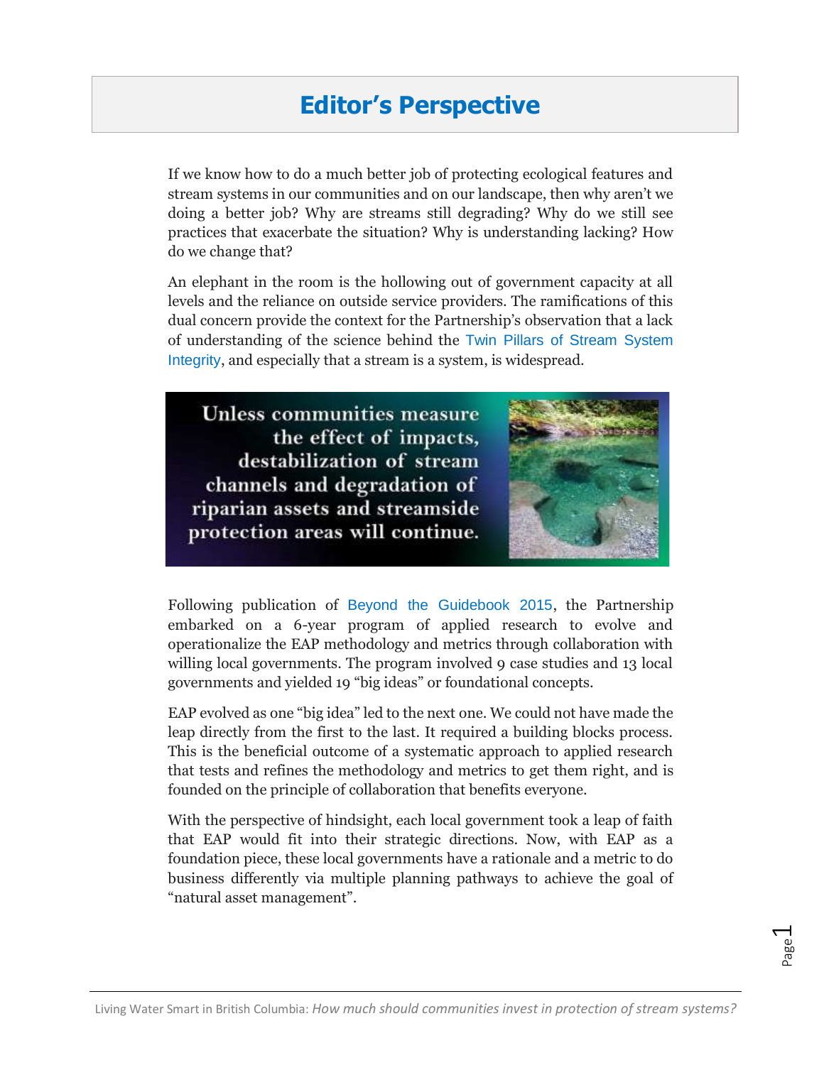# Editor's Perspective

If we know how to do a much better job of protecting ecological features and stream systems in our communities and on our landscape, then why aren't we doing a better job? Why are streams still degrading? Why do we still see practices that exacerbate the situation? Why is understanding lacking? How do we change that?

An elephant in the room is the hollowing out of government capacity at all levels and the reliance on outside service providers. The ramifications of this dual concern provide the context for the Partnership's observation that a lack of understanding of the science behind the Twin Pillars of Stream System Integrity, and especially that a stream is a system, is widespread.

**Unless communities measure the effect of impacts, destabilization of stream channels and degradation of riparian assets and streamside protection areas will continue.**

Following publication of Beyond the Guidebook 2015, the Partnership embarked on a 6-year program of applied research to evolve and operationalize the EAP methodology and metrics through collaboration with willing local governments. The program involved 9 case studies and 13 local governments and yielded 19 "big ideas" or foundational concepts.

EAP evolved as one "big idea" led to the next one. We could not have made the leap directly from the first to the last. It required a building blocks process. This is the beneficial outcome of a systematic approach to applied research that tests and refines the methodology and metrics to get them right, and is founded on the principle of collaboration that benefits everyone.

With the perspective of hindsight, each local government took a leap of faith that EAP would fit into their strategic directions. Now, with EAP as a foundation piece, these local governments have a rationale and a metric to do business differently via multiple planning pathways to achieve the goal of "natural asset management".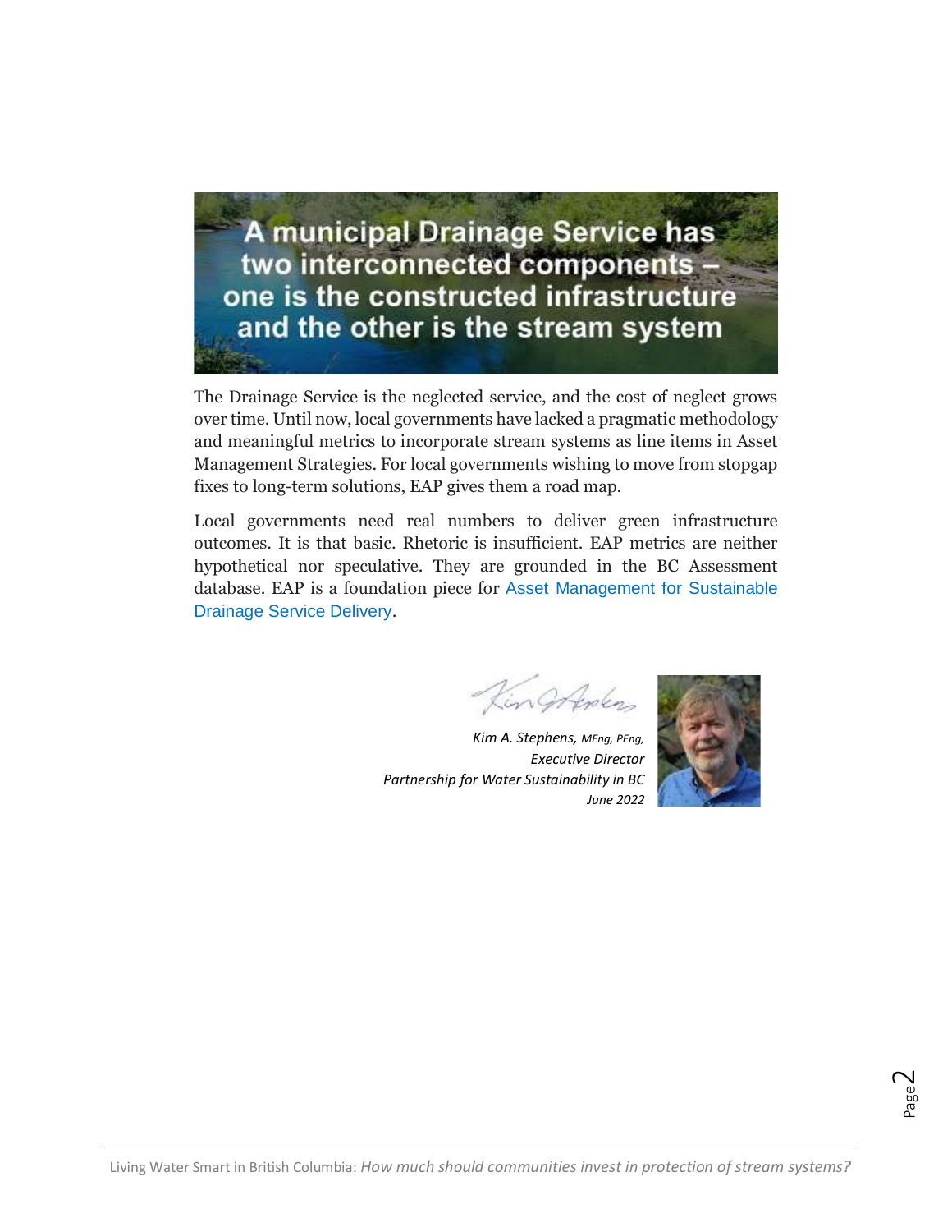**A municipal Drainage Service has two interconnected components – one is the constructed infrastructure and the other is the stream system**

The Drainage Service is the neglected service, and the cost of neglect grows over time. Until now, local governments have lacked a pragmatic methodology and meaningful metrics to incorporate stream systems as line items in Asset Management Strategies. For local governments wishing to move from stopgap fixes to long-term solutions, EAP gives them a road map.

Local governments need real numbers to deliver green infrastructure outcomes. It is that basic. Rhetoric is insufficient. EAP metrics are neither hypothetical nor speculative. They are grounded in the BC Assessment database. EAP is a foundation piece for Asset Management for Sustainable Drainage Service Delivery.

*Kim A. Stephens, MEng, PEng,*
*Executive Director*
*Partnership for Water Sustainability in BC*
*June 2022*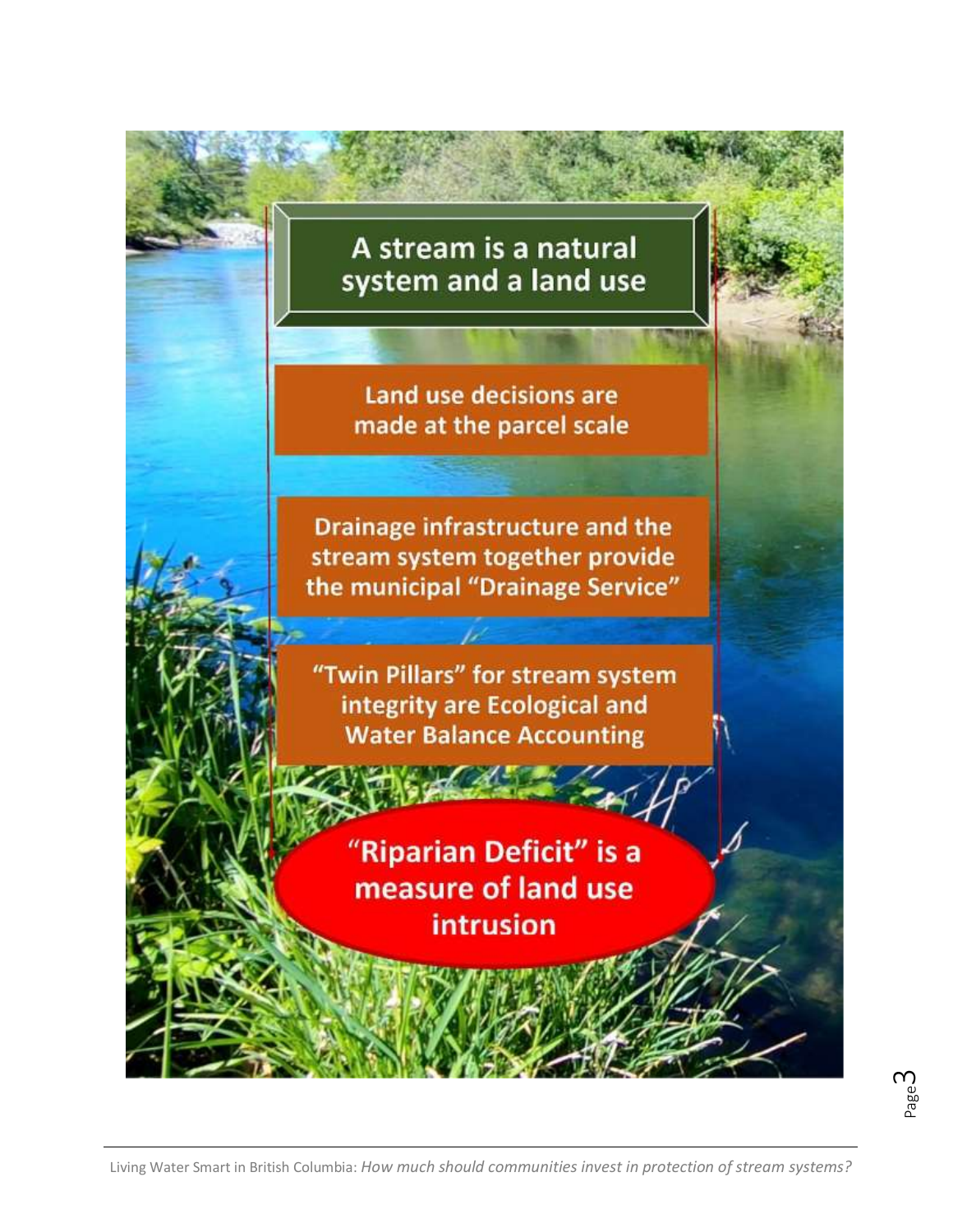A stream is a natural system and a land use

Land use decisions are made at the parcel scale

Drainage infrastructure and the stream system together provide the municipal "Drainage Service"

"Twin Pillars" for stream system integrity are Ecological and Water Balance Accounting

"Riparian Deficit" is a measure of land use intrusion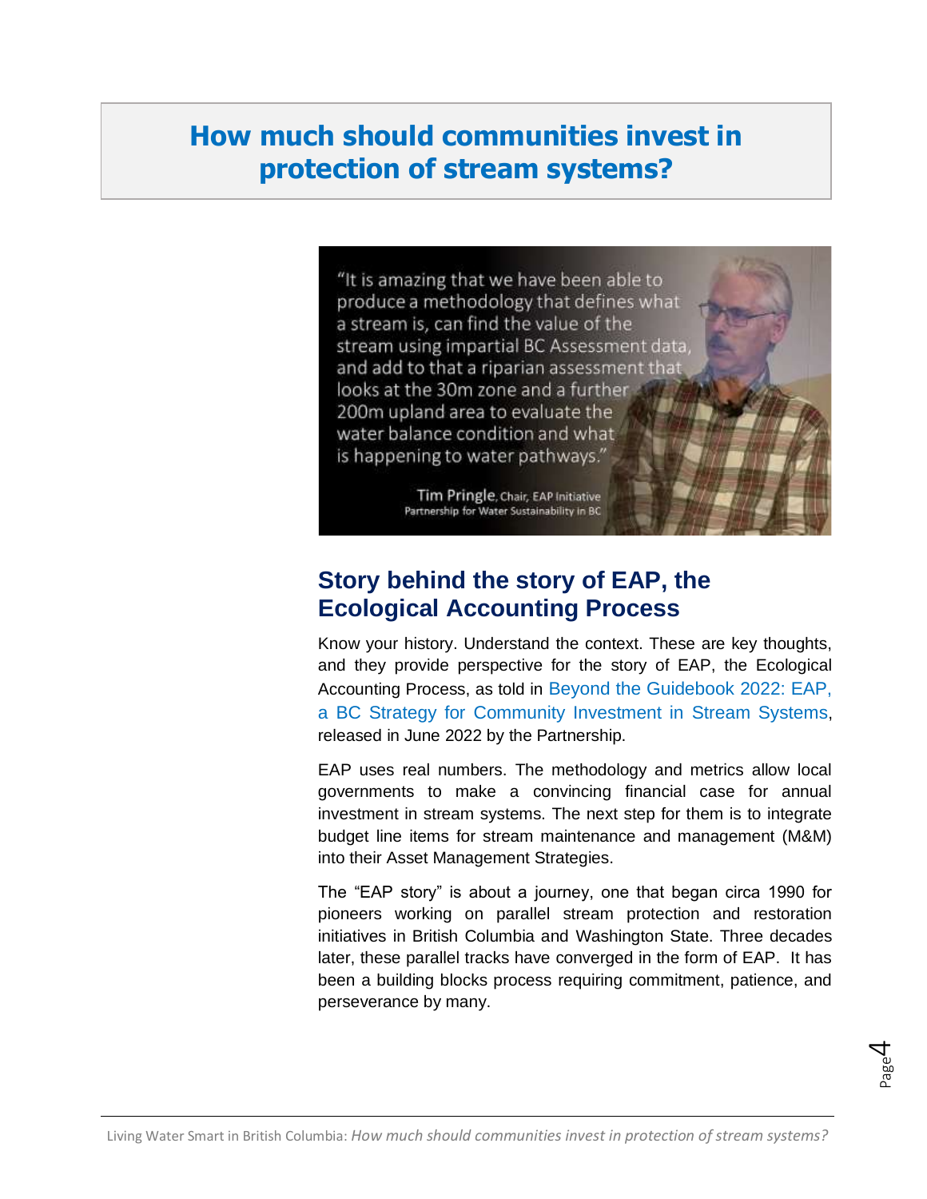# How much should communities invest in protection of stream systems?

"It is amazing that we have been able to produce a methodology that defines what a stream is, can find the value of the stream using impartial BC Assessment data, and add to that a riparian assessment that looks at the 30m zone and a further 200m upland area to evaluate the water balance condition and what is happening to water pathways."

Tim Pringle, Chair, EAP Initiative
Partnership for Water Sustainability in BC

## Story behind the story of EAP, the Ecological Accounting Process

Know your history. Understand the context. These are key thoughts, and they provide perspective for the story of EAP, the Ecological Accounting Process, as told in Beyond the Guidebook 2022: EAP, a BC Strategy for Community Investment in Stream Systems, released in June 2022 by the Partnership.

EAP uses real numbers. The methodology and metrics allow local governments to make a convincing financial case for annual investment in stream systems. The next step for them is to integrate budget line items for stream maintenance and management (M&M) into their Asset Management Strategies.

The "EAP story" is about a journey, one that began circa 1990 for pioneers working on parallel stream protection and restoration initiatives in British Columbia and Washington State. Three decades later, these parallel tracks have converged in the form of EAP. It has been a building blocks process requiring commitment, patience, and perseverance by many.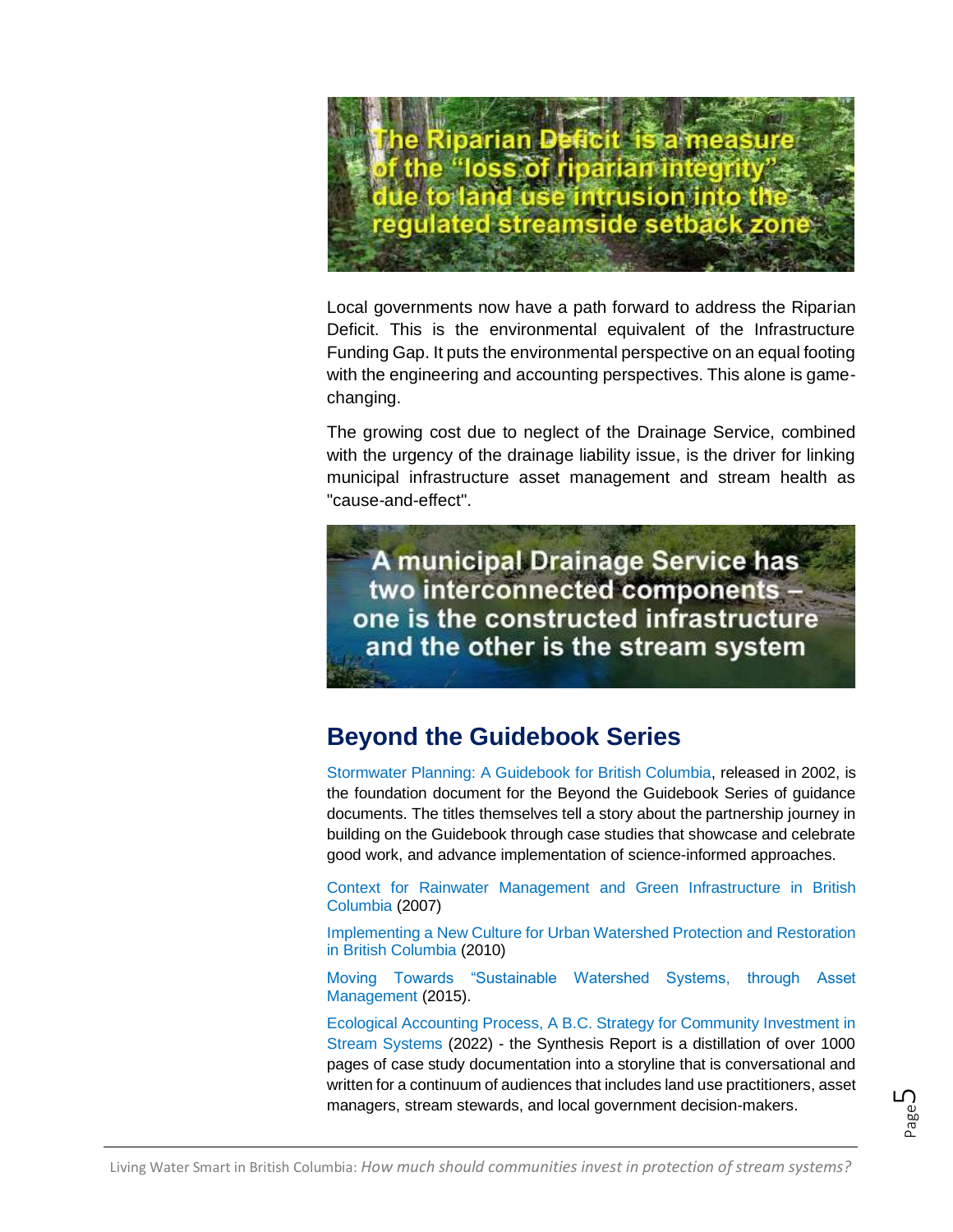The Riparian Deficit is a measure of the "loss of riparian integrity" due to land use intrusion into the regulated streamside setback zone

Local governments now have a path forward to address the Riparian Deficit. This is the environmental equivalent of the Infrastructure Funding Gap. It puts the environmental perspective on an equal footing with the engineering and accounting perspectives. This alone is game-changing.

The growing cost due to neglect of the Drainage Service, combined with the urgency of the drainage liability issue, is the driver for linking municipal infrastructure asset management and stream health as "cause-and-effect".

A municipal Drainage Service has two interconnected components – one is the constructed infrastructure and the other is the stream system

## Beyond the Guidebook Series

Stormwater Planning: A Guidebook for British Columbia, released in 2002, is the foundation document for the Beyond the Guidebook Series of guidance documents. The titles themselves tell a story about the partnership journey in building on the Guidebook through case studies that showcase and celebrate good work, and advance implementation of science-informed approaches.

Context for Rainwater Management and Green Infrastructure in British Columbia (2007)

Implementing a New Culture for Urban Watershed Protection and Restoration in British Columbia (2010)

Moving Towards "Sustainable Watershed Systems, through Asset Management (2015).

Ecological Accounting Process, A B.C. Strategy for Community Investment in Stream Systems (2022) - the Synthesis Report is a distillation of over 1000 pages of case study documentation into a storyline that is conversational and written for a continuum of audiences that includes land use practitioners, asset managers, stream stewards, and local government decision-makers.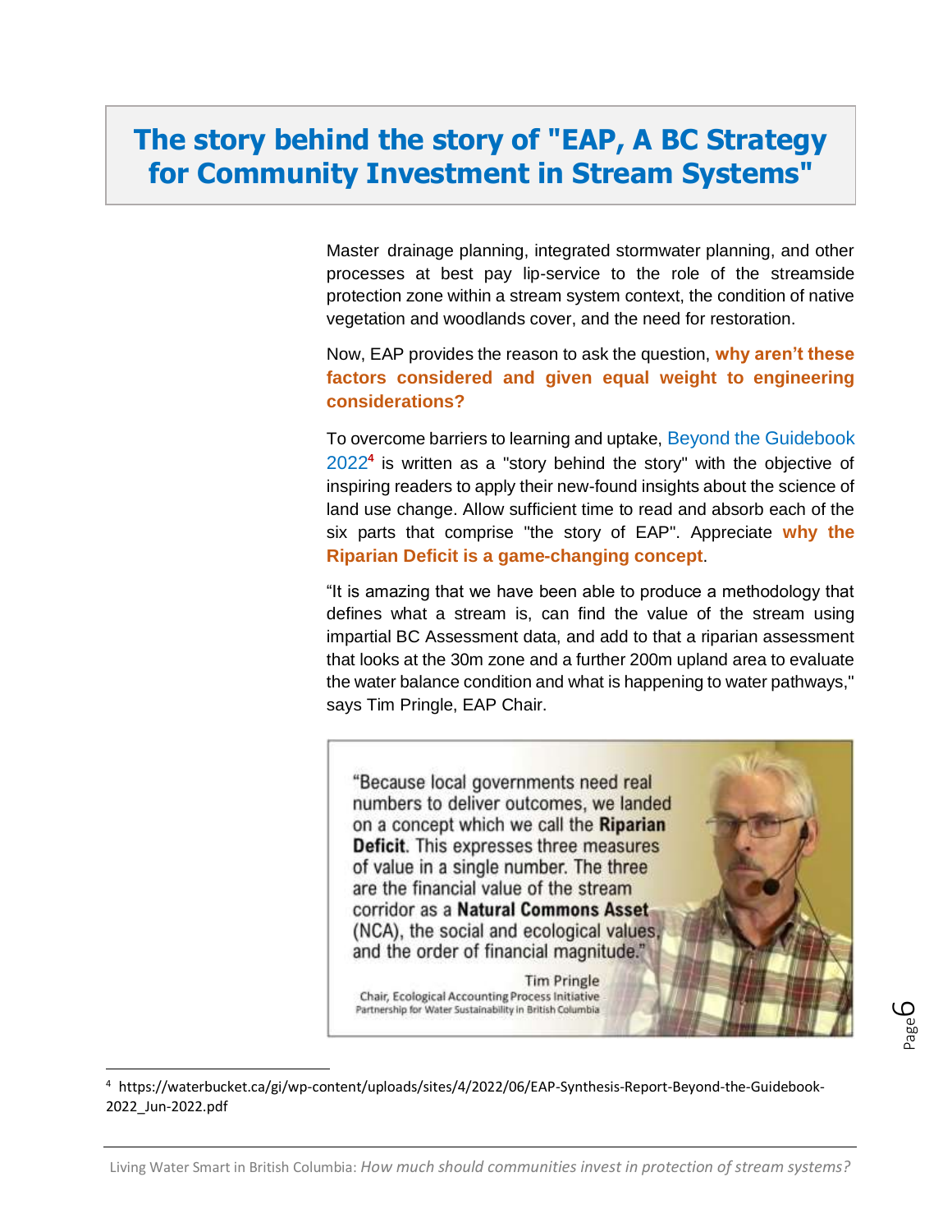# The story behind the story of "EAP, A BC Strategy for Community Investment in Stream Systems"

Master drainage planning, integrated stormwater planning, and other processes at best pay lip-service to the role of the streamside protection zone within a stream system context, the condition of native vegetation and woodlands cover, and the need for restoration.

Now, EAP provides the reason to ask the question, **why aren't these factors considered and given equal weight to engineering considerations?**

To overcome barriers to learning and uptake, Beyond the Guidebook 2022[4] is written as a "story behind the story" with the objective of inspiring readers to apply their new-found insights about the science of land use change. Allow sufficient time to read and absorb each of the six parts that comprise "the story of EAP". Appreciate **why the Riparian Deficit is a game-changing concept**.

"It is amazing that we have been able to produce a methodology that defines what a stream is, can find the value of the stream using impartial BC Assessment data, and add to that a riparian assessment that looks at the 30m zone and a further 200m upland area to evaluate the water balance condition and what is happening to water pathways," says Tim Pringle, EAP Chair.

> "Because local governments need real numbers to deliver outcomes, we landed on a concept which we call the **Riparian Deficit**. This expresses three measures of value in a single number. The three are the financial value of the stream corridor as a **Natural Commons Asset** (NCA), the social and ecological values, and the order of financial magnitude."
>
> Tim Pringle
> Chair, Ecological Accounting Process Initiative
> Partnership for Water Sustainability in British Columbia

---

[4] https://waterbucket.ca/gi/wp-content/uploads/sites/4/2022/06/EAP-Synthesis-Report-Beyond-the-Guidebook-2022_Jun-2022.pdf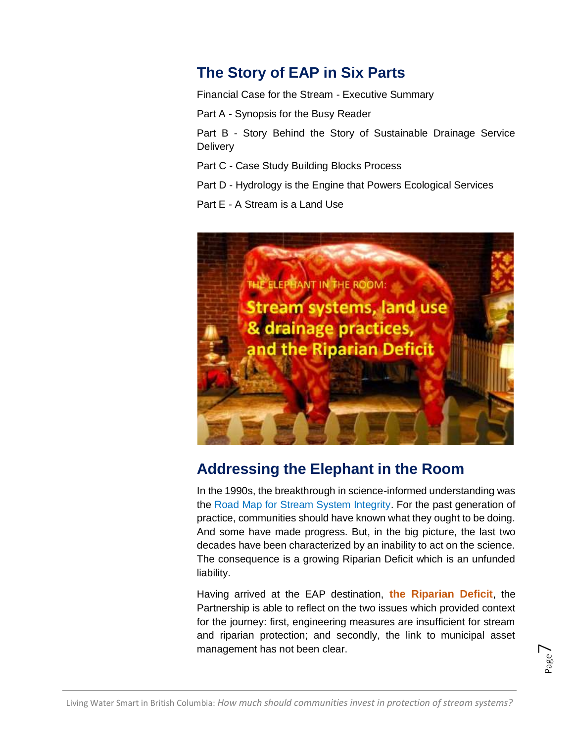## The Story of EAP in Six Parts

Financial Case for the Stream - Executive Summary

Part A - Synopsis for the Busy Reader

Part B - Story Behind the Story of Sustainable Drainage Service Delivery

Part C - Case Study Building Blocks Process

Part D - Hydrology is the Engine that Powers Ecological Services

Part E - A Stream is a Land Use

## Addressing the Elephant in the Room

In the 1990s, the breakthrough in science-informed understanding was the Road Map for Stream System Integrity. For the past generation of practice, communities should have known what they ought to be doing. And some have made progress. But, in the big picture, the last two decades have been characterized by an inability to act on the science. The consequence is a growing Riparian Deficit which is an unfunded liability.

Having arrived at the EAP destination, **the Riparian Deficit**, the Partnership is able to reflect on the two issues which provided context for the journey: first, engineering measures are insufficient for stream and riparian protection; and secondly, the link to municipal asset management has not been clear.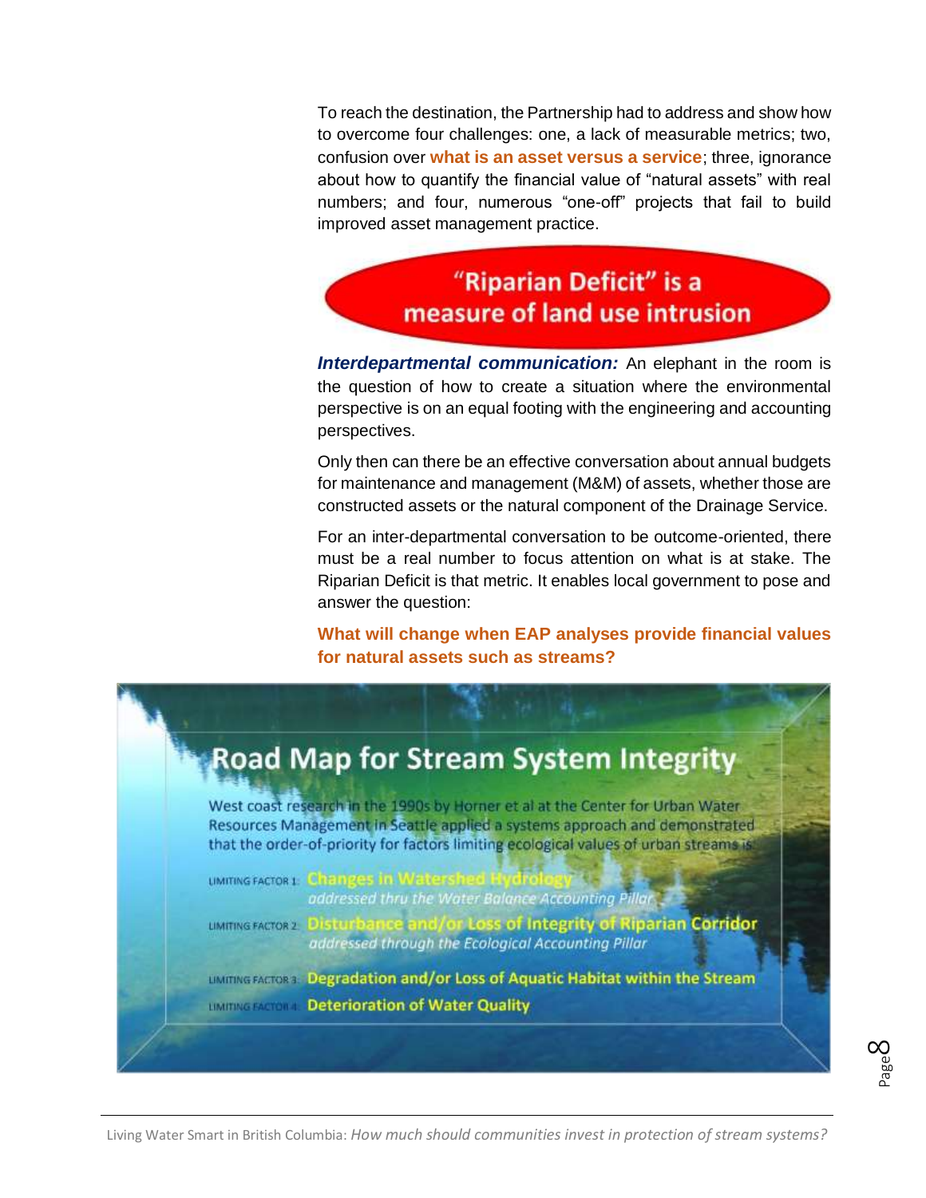To reach the destination, the Partnership had to address and show how to overcome four challenges: one, a lack of measurable metrics; two, confusion over **what is an asset versus a service**; three, ignorance about how to quantify the financial value of "natural assets" with real numbers; and four, numerous "one-off" projects that fail to build improved asset management practice.

**"Riparian Deficit" is a measure of land use intrusion**

***Interdepartmental communication:*** An elephant in the room is the question of how to create a situation where the environmental perspective is on an equal footing with the engineering and accounting perspectives.

Only then can there be an effective conversation about annual budgets for maintenance and management (M&M) of assets, whether those are constructed assets or the natural component of the Drainage Service.

For an inter-departmental conversation to be outcome-oriented, there must be a real number to focus attention on what is at stake. The Riparian Deficit is that metric. It enables local government to pose and answer the question:

**What will change when EAP analyses provide financial values for natural assets such as streams?**

## Road Map for Stream System Integrity

West coast research in the 1990s by Horner et al at the Center for Urban Water Resources Management in Seattle applied a systems approach and demonstrated that the order-of-priority for factors limiting ecological values of urban streams is:

- LIMITING FACTOR 1: **Changes in Watershed Hydrology**
  *addressed thru the Water Balance Accounting Pillar*
- LIMITING FACTOR 2: **Disturbance and/or Loss of Integrity of Riparian Corridor**
  *addressed through the Ecological Accounting Pillar*
- LIMITING FACTOR 3: **Degradation and/or Loss of Aquatic Habitat within the Stream**
- LIMITING FACTOR 4: **Deterioration of Water Quality**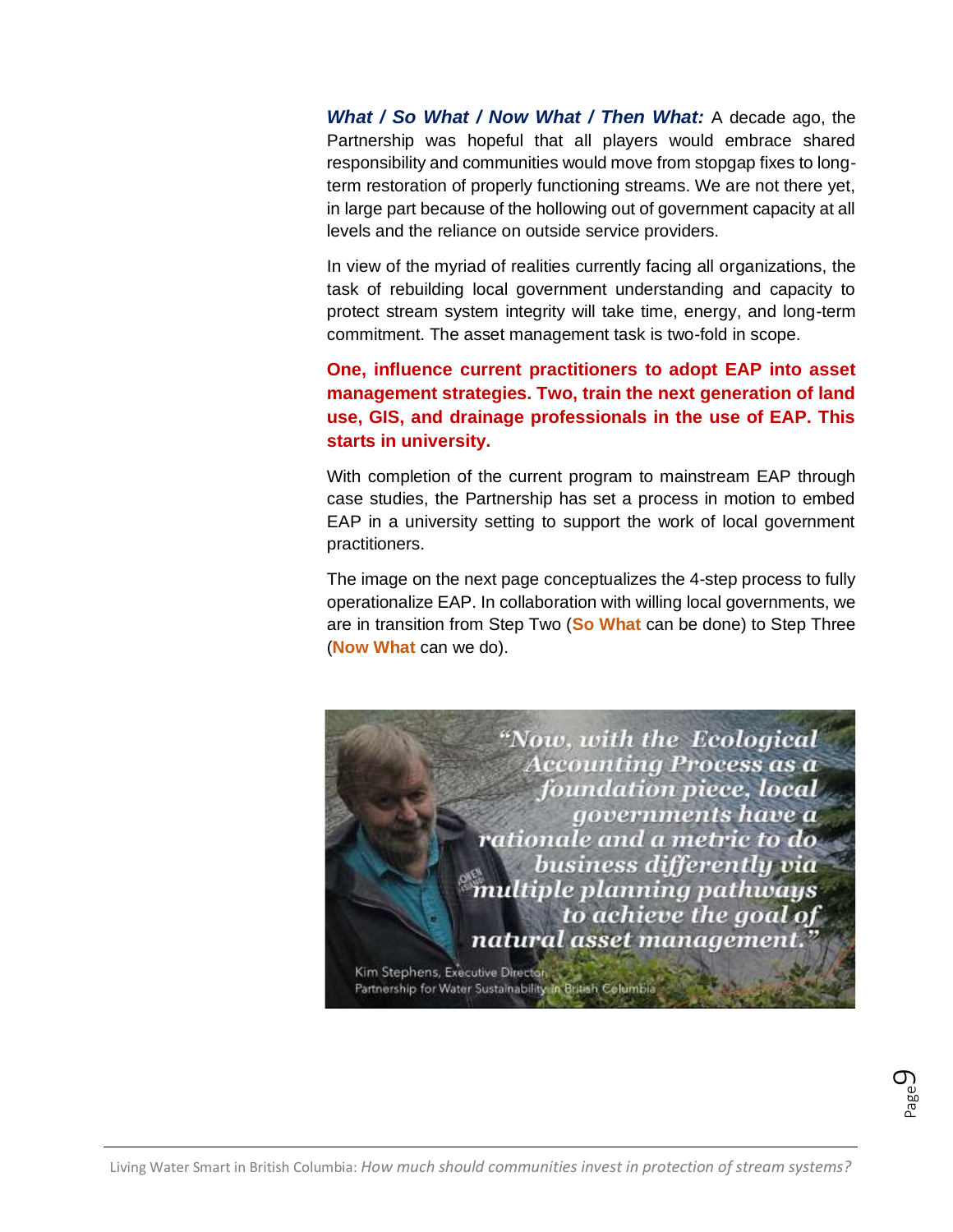***What / So What / Now What / Then What:*** A decade ago, the Partnership was hopeful that all players would embrace shared responsibility and communities would move from stopgap fixes to long-term restoration of properly functioning streams. We are not there yet, in large part because of the hollowing out of government capacity at all levels and the reliance on outside service providers.

In view of the myriad of realities currently facing all organizations, the task of rebuilding local government understanding and capacity to protect stream system integrity will take time, energy, and long-term commitment. The asset management task is two-fold in scope.

**One, influence current practitioners to adopt EAP into asset management strategies. Two, train the next generation of land use, GIS, and drainage professionals in the use of EAP. This starts in university.**

With completion of the current program to mainstream EAP through case studies, the Partnership has set a process in motion to embed EAP in a university setting to support the work of local government practitioners.

The image on the next page conceptualizes the 4-step process to fully operationalize EAP. In collaboration with willing local governments, we are in transition from Step Two (**So What** can be done) to Step Three (**Now What** can we do).

*"Now, with the Ecological Accounting Process as a foundation piece, local governments have a rationale and a metric to do business differently via multiple planning pathways to achieve the goal of natural asset management."*

Kim Stephens, Executive Director
Partnership for Water Sustainability in British Columbia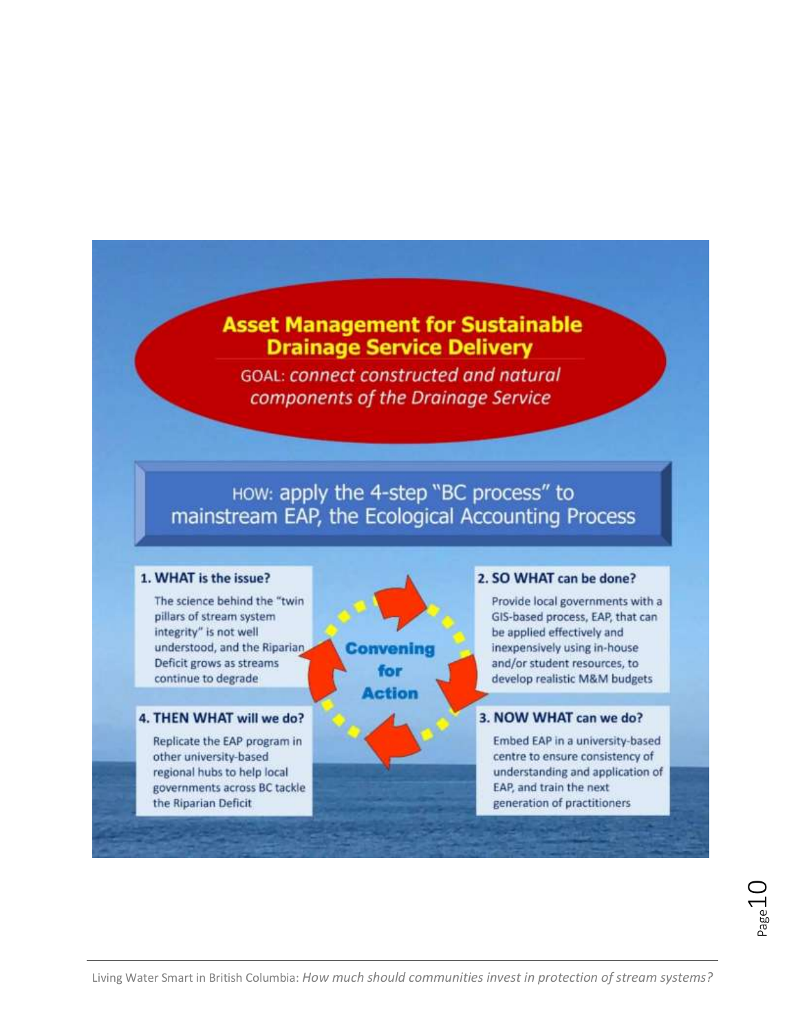# Asset Management for Sustainable Drainage Service Delivery

GOAL: *connect constructed and natural components of the Drainage Service*

HOW: apply the 4-step "BC process" to mainstream EAP, the Ecological Accounting Process

**Convening for Action**

**1. WHAT is the issue?**

The science behind the "twin pillars of stream system integrity" is not well understood, and the Riparian Deficit grows as streams continue to degrade

**2. SO WHAT can be done?**

Provide local governments with a GIS-based process, EAP, that can be applied effectively and inexpensively using in-house and/or student resources, to develop realistic M&M budgets

**3. NOW WHAT can we do?**

Embed EAP in a university-based centre to ensure consistency of understanding and application of EAP, and train the next generation of practitioners

**4. THEN WHAT will we do?**

Replicate the EAP program in other university-based regional hubs to help local governments across BC tackle the Riparian Deficit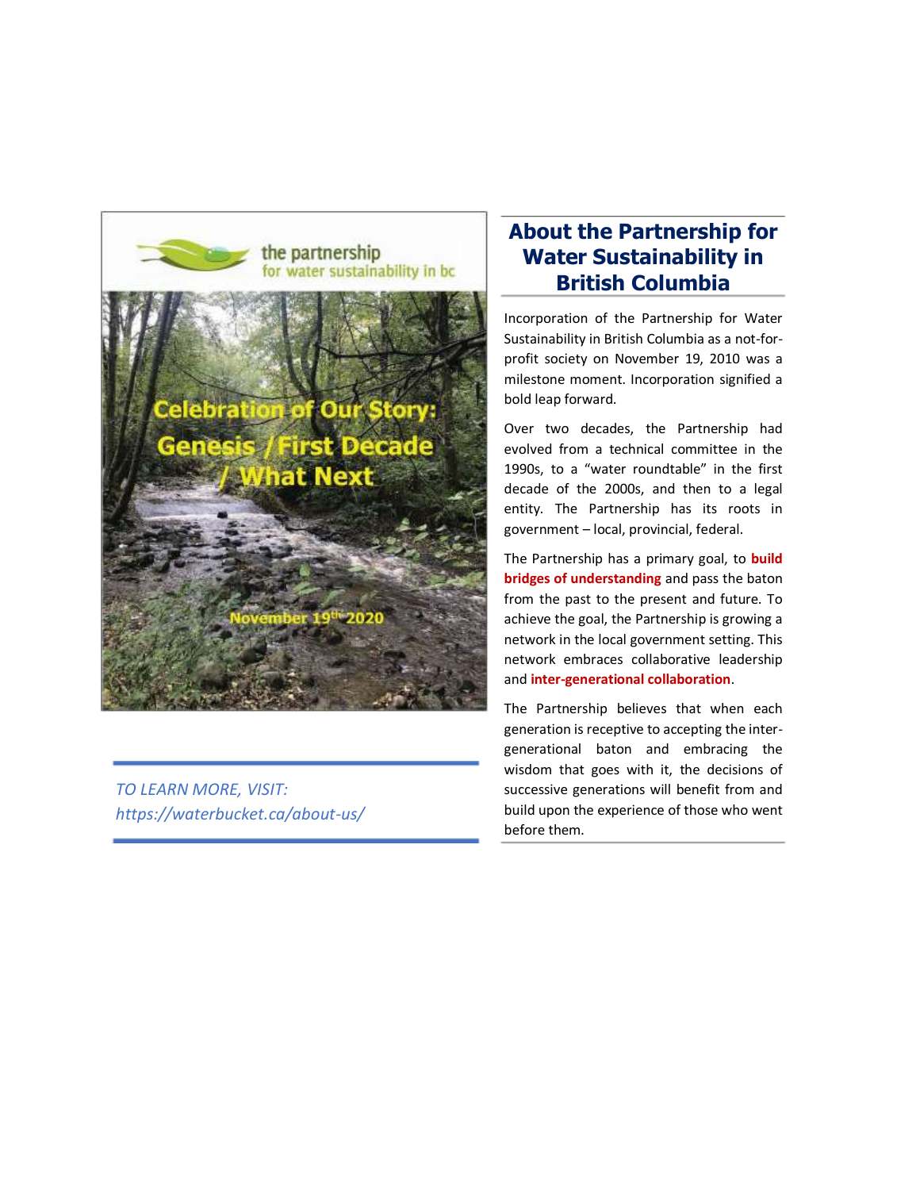the partnership
for water sustainability in bc

Celebration of Our Story: Genesis / First Decade / What Next

November 19th 2020

*TO LEARN MORE, VISIT: https://waterbucket.ca/about-us/*

## About the Partnership for Water Sustainability in British Columbia

Incorporation of the Partnership for Water Sustainability in British Columbia as a not-for-profit society on November 19, 2010 was a milestone moment. Incorporation signified a bold leap forward.

Over two decades, the Partnership had evolved from a technical committee in the 1990s, to a "water roundtable" in the first decade of the 2000s, and then to a legal entity. The Partnership has its roots in government – local, provincial, federal.

The Partnership has a primary goal, to **build bridges of understanding** and pass the baton from the past to the present and future. To achieve the goal, the Partnership is growing a network in the local government setting. This network embraces collaborative leadership and **inter-generational collaboration**.

The Partnership believes that when each generation is receptive to accepting the inter-generational baton and embracing the wisdom that goes with it, the decisions of successive generations will benefit from and build upon the experience of those who went before them.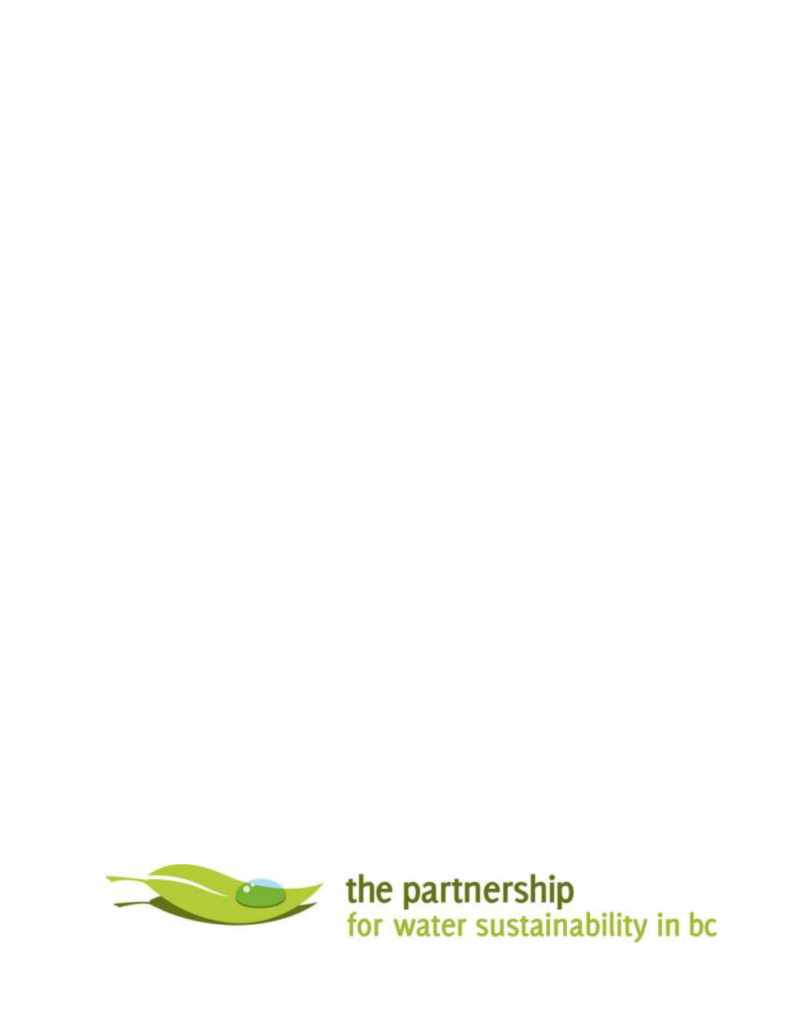the partnership
for water sustainability in bc